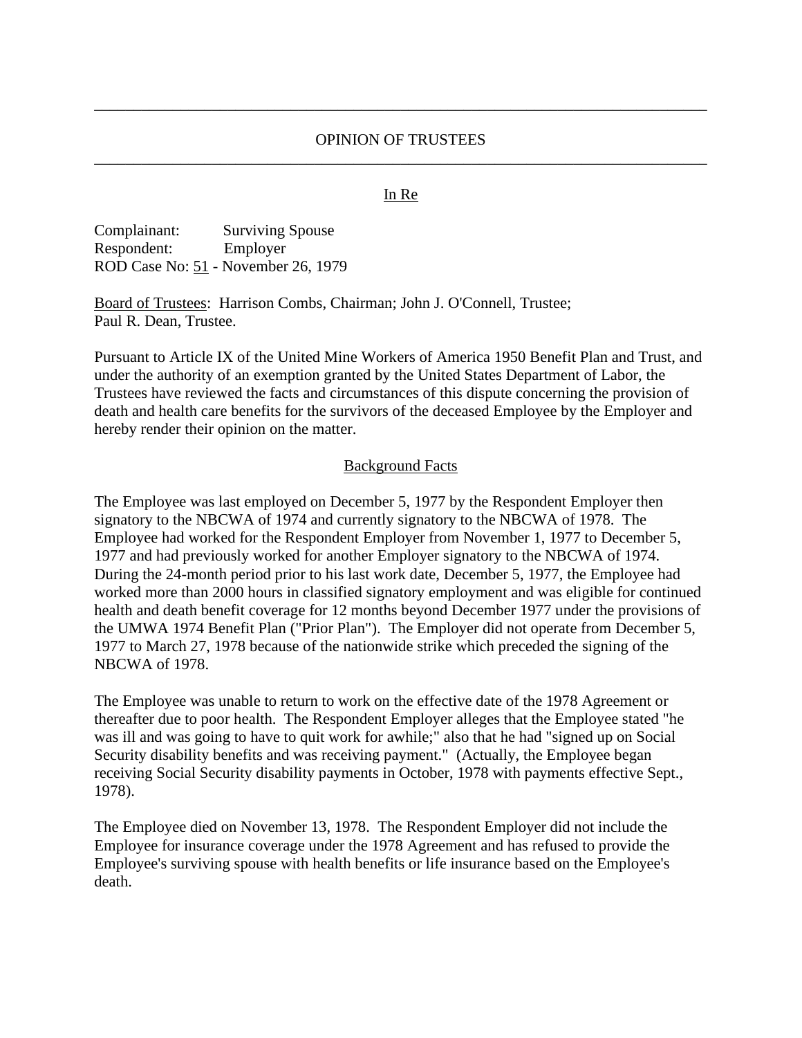# OPINION OF TRUSTEES

In Re

Complainant: Surviving Spouse
Respondent: Employer
ROD Case No: 51 - November 26, 1979

Board of Trustees: Harrison Combs, Chairman; John J. O'Connell, Trustee; Paul R. Dean, Trustee.

Pursuant to Article IX of the United Mine Workers of America 1950 Benefit Plan and Trust, and under the authority of an exemption granted by the United States Department of Labor, the Trustees have reviewed the facts and circumstances of this dispute concerning the provision of death and health care benefits for the survivors of the deceased Employee by the Employer and hereby render their opinion on the matter.

## Background Facts

The Employee was last employed on December 5, 1977 by the Respondent Employer then signatory to the NBCWA of 1974 and currently signatory to the NBCWA of 1978. The Employee had worked for the Respondent Employer from November 1, 1977 to December 5, 1977 and had previously worked for another Employer signatory to the NBCWA of 1974. During the 24-month period prior to his last work date, December 5, 1977, the Employee had worked more than 2000 hours in classified signatory employment and was eligible for continued health and death benefit coverage for 12 months beyond December 1977 under the provisions of the UMWA 1974 Benefit Plan ("Prior Plan"). The Employer did not operate from December 5, 1977 to March 27, 1978 because of the nationwide strike which preceded the signing of the NBCWA of 1978.

The Employee was unable to return to work on the effective date of the 1978 Agreement or thereafter due to poor health. The Respondent Employer alleges that the Employee stated "he was ill and was going to have to quit work for awhile;" also that he had "signed up on Social Security disability benefits and was receiving payment." (Actually, the Employee began receiving Social Security disability payments in October, 1978 with payments effective Sept., 1978).

The Employee died on November 13, 1978. The Respondent Employer did not include the Employee for insurance coverage under the 1978 Agreement and has refused to provide the Employee's surviving spouse with health benefits or life insurance based on the Employee's death.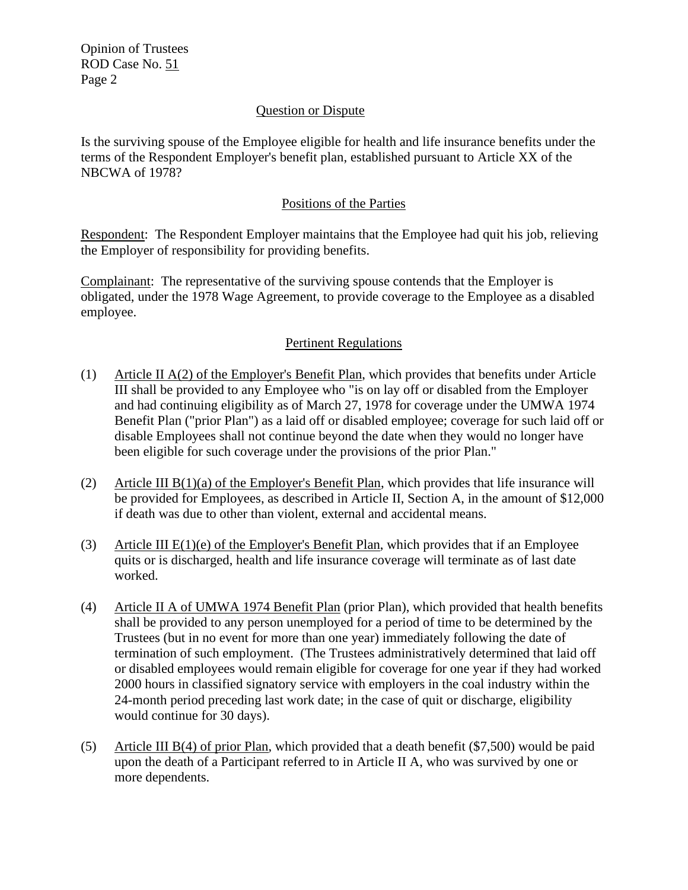## Question or Dispute

Is the surviving spouse of the Employee eligible for health and life insurance benefits under the terms of the Respondent Employer's benefit plan, established pursuant to Article XX of the NBCWA of 1978?

## Positions of the Parties

Respondent: The Respondent Employer maintains that the Employee had quit his job, relieving the Employer of responsibility for providing benefits.

Complainant: The representative of the surviving spouse contends that the Employer is obligated, under the 1978 Wage Agreement, to provide coverage to the Employee as a disabled employee.

## Pertinent Regulations

(1) Article II A(2) of the Employer's Benefit Plan, which provides that benefits under Article III shall be provided to any Employee who "is on lay off or disabled from the Employer and had continuing eligibility as of March 27, 1978 for coverage under the UMWA 1974 Benefit Plan ("prior Plan") as a laid off or disabled employee; coverage for such laid off or disable Employees shall not continue beyond the date when they would no longer have been eligible for such coverage under the provisions of the prior Plan."

(2) Article III B(1)(a) of the Employer's Benefit Plan, which provides that life insurance will be provided for Employees, as described in Article II, Section A, in the amount of $12,000 if death was due to other than violent, external and accidental means.

(3) Article III E(1)(e) of the Employer's Benefit Plan, which provides that if an Employee quits or is discharged, health and life insurance coverage will terminate as of last date worked.

(4) Article II A of UMWA 1974 Benefit Plan (prior Plan), which provided that health benefits shall be provided to any person unemployed for a period of time to be determined by the Trustees (but in no event for more than one year) immediately following the date of termination of such employment. (The Trustees administratively determined that laid off or disabled employees would remain eligible for coverage for one year if they had worked 2000 hours in classified signatory service with employers in the coal industry within the 24-month period preceding last work date; in the case of quit or discharge, eligibility would continue for 30 days).

(5) Article III B(4) of prior Plan, which provided that a death benefit ($7,500) would be paid upon the death of a Participant referred to in Article II A, who was survived by one or more dependents.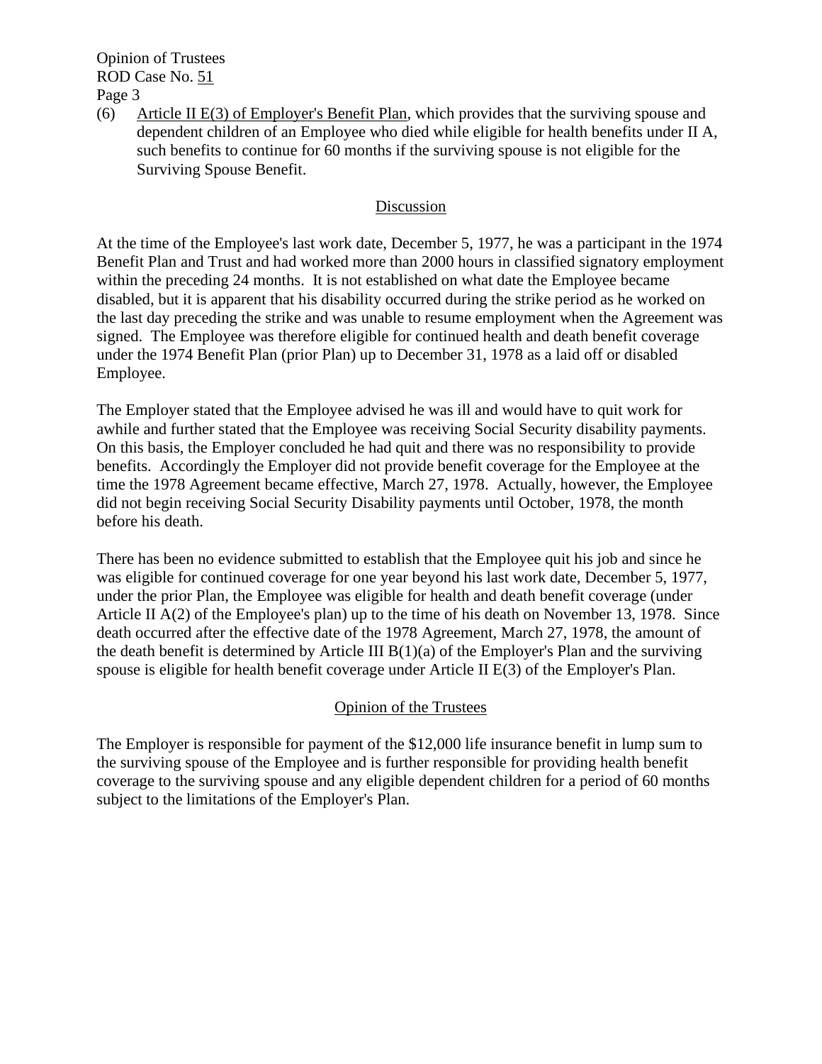(6) Article II E(3) of Employer's Benefit Plan, which provides that the surviving spouse and dependent children of an Employee who died while eligible for health benefits under II A, such benefits to continue for 60 months if the surviving spouse is not eligible for the Surviving Spouse Benefit.

## Discussion

At the time of the Employee's last work date, December 5, 1977, he was a participant in the 1974 Benefit Plan and Trust and had worked more than 2000 hours in classified signatory employment within the preceding 24 months. It is not established on what date the Employee became disabled, but it is apparent that his disability occurred during the strike period as he worked on the last day preceding the strike and was unable to resume employment when the Agreement was signed. The Employee was therefore eligible for continued health and death benefit coverage under the 1974 Benefit Plan (prior Plan) up to December 31, 1978 as a laid off or disabled Employee.

The Employer stated that the Employee advised he was ill and would have to quit work for awhile and further stated that the Employee was receiving Social Security disability payments. On this basis, the Employer concluded he had quit and there was no responsibility to provide benefits. Accordingly the Employer did not provide benefit coverage for the Employee at the time the 1978 Agreement became effective, March 27, 1978. Actually, however, the Employee did not begin receiving Social Security Disability payments until October, 1978, the month before his death.

There has been no evidence submitted to establish that the Employee quit his job and since he was eligible for continued coverage for one year beyond his last work date, December 5, 1977, under the prior Plan, the Employee was eligible for health and death benefit coverage (under Article II A(2) of the Employee's plan) up to the time of his death on November 13, 1978. Since death occurred after the effective date of the 1978 Agreement, March 27, 1978, the amount of the death benefit is determined by Article III B(1)(a) of the Employer's Plan and the surviving spouse is eligible for health benefit coverage under Article II E(3) of the Employer's Plan.

## Opinion of the Trustees

The Employer is responsible for payment of the $12,000 life insurance benefit in lump sum to the surviving spouse of the Employee and is further responsible for providing health benefit coverage to the surviving spouse and any eligible dependent children for a period of 60 months subject to the limitations of the Employer's Plan.